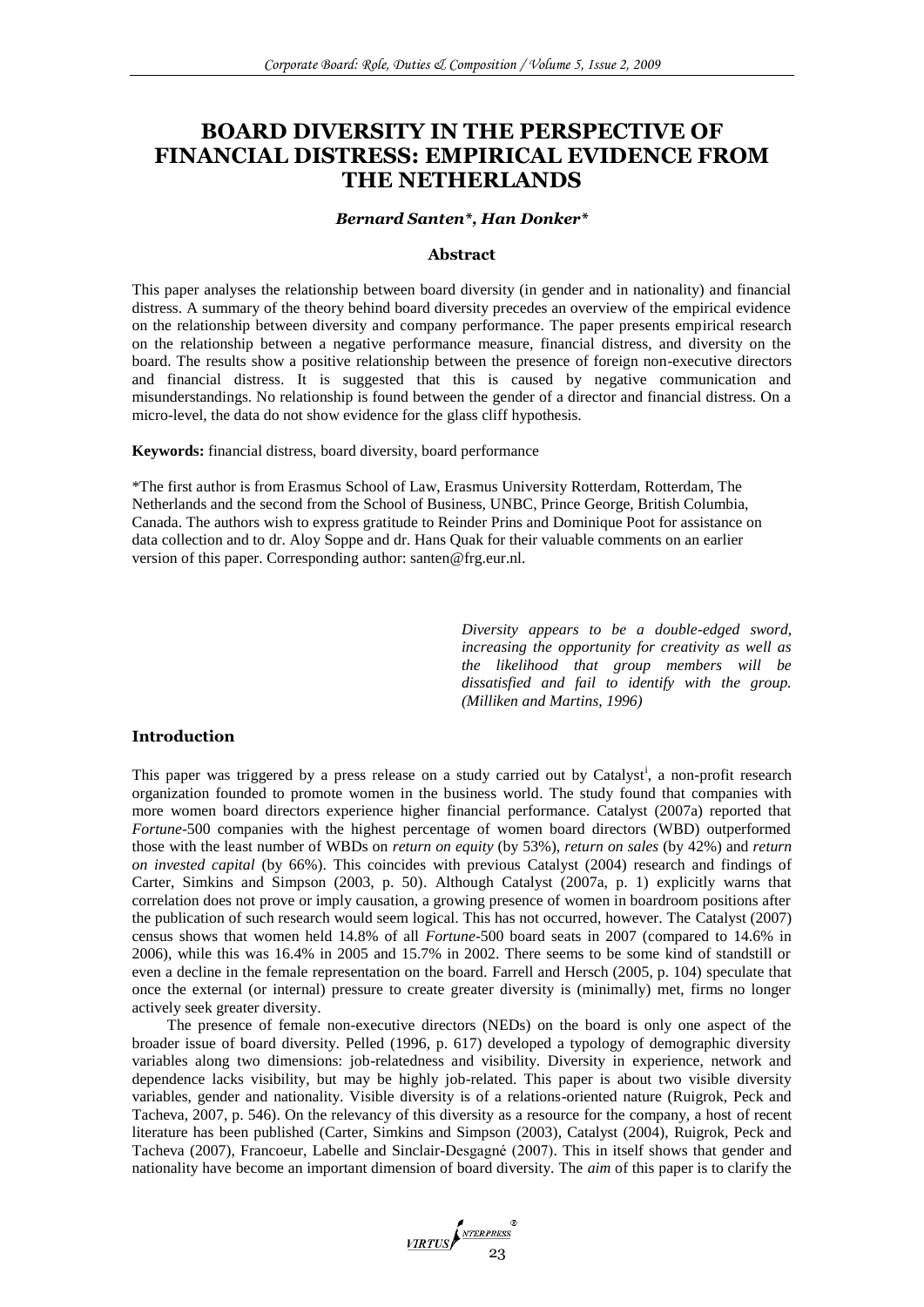# BOARD DIVERSITY IN THE PERSPECTIVE OF FINANCIAL DISTRESS: EMPIRICAL EVIDENCE FROM THE NETHERLANDS

***Bernard Santen\*, Han Donker\****

### Abstract

This paper analyses the relationship between board diversity (in gender and in nationality) and financial distress. A summary of the theory behind board diversity precedes an overview of the empirical evidence on the relationship between diversity and company performance. The paper presents empirical research on the relationship between a negative performance measure, financial distress, and diversity on the board. The results show a positive relationship between the presence of foreign non-executive directors and financial distress. It is suggested that this is caused by negative communication and misunderstandings. No relationship is found between the gender of a director and financial distress. On a micro-level, the data do not show evidence for the glass cliff hypothesis.

**Keywords:** financial distress, board diversity, board performance

*The first author is from Erasmus School of Law, Erasmus University Rotterdam, Rotterdam, The Netherlands and the second from the School of Business, UNBC, Prince George, British Columbia, Canada. The authors wish to express gratitude to Reinder Prins and Dominique Poot for assistance on data collection and to dr. Aloy Soppe and dr. Hans Quak for their valuable comments on an earlier version of this paper. Corresponding author: santen@frg.eur.nl.

*Diversity appears to be a double-edged sword, increasing the opportunity for creativity as well as the likelihood that group members will be dissatisfied and fail to identify with the group. (Milliken and Martins, 1996)*

### Introduction

This paper was triggered by a press release on a study carried out by Catalyst[i], a non-profit research organization founded to promote women in the business world. The study found that companies with more women board directors experience higher financial performance. Catalyst (2007a) reported that *Fortune*-500 companies with the highest percentage of women board directors (WBD) outperformed those with the least number of WBDs on *return on equity* (by 53%), *return on sales* (by 42%) and *return on invested capital* (by 66%). This coincides with previous Catalyst (2004) research and findings of Carter, Simkins and Simpson (2003, p. 50). Although Catalyst (2007a, p. 1) explicitly warns that correlation does not prove or imply causation, a growing presence of women in boardroom positions after the publication of such research would seem logical. This has not occurred, however. The Catalyst (2007) census shows that women held 14.8% of all *Fortune*-500 board seats in 2007 (compared to 14.6% in 2006), while this was 16.4% in 2005 and 15.7% in 2002. There seems to be some kind of standstill or even a decline in the female representation on the board. Farrell and Hersch (2005, p. 104) speculate that once the external (or internal) pressure to create greater diversity is (minimally) met, firms no longer actively seek greater diversity.

The presence of female non-executive directors (NEDs) on the board is only one aspect of the broader issue of board diversity. Pelled (1996, p. 617) developed a typology of demographic diversity variables along two dimensions: job-relatedness and visibility. Diversity in experience, network and dependence lacks visibility, but may be highly job-related. This paper is about two visible diversity variables, gender and nationality. Visible diversity is of a relations-oriented nature (Ruigrok, Peck and Tacheva, 2007, p. 546). On the relevancy of this diversity as a resource for the company, a host of recent literature has been published (Carter, Simkins and Simpson (2003), Catalyst (2004), Ruigrok, Peck and Tacheva (2007), Francoeur, Labelle and Sinclair-Desgagné (2007). This in itself shows that gender and nationality have become an important dimension of board diversity. The *aim* of this paper is to clarify the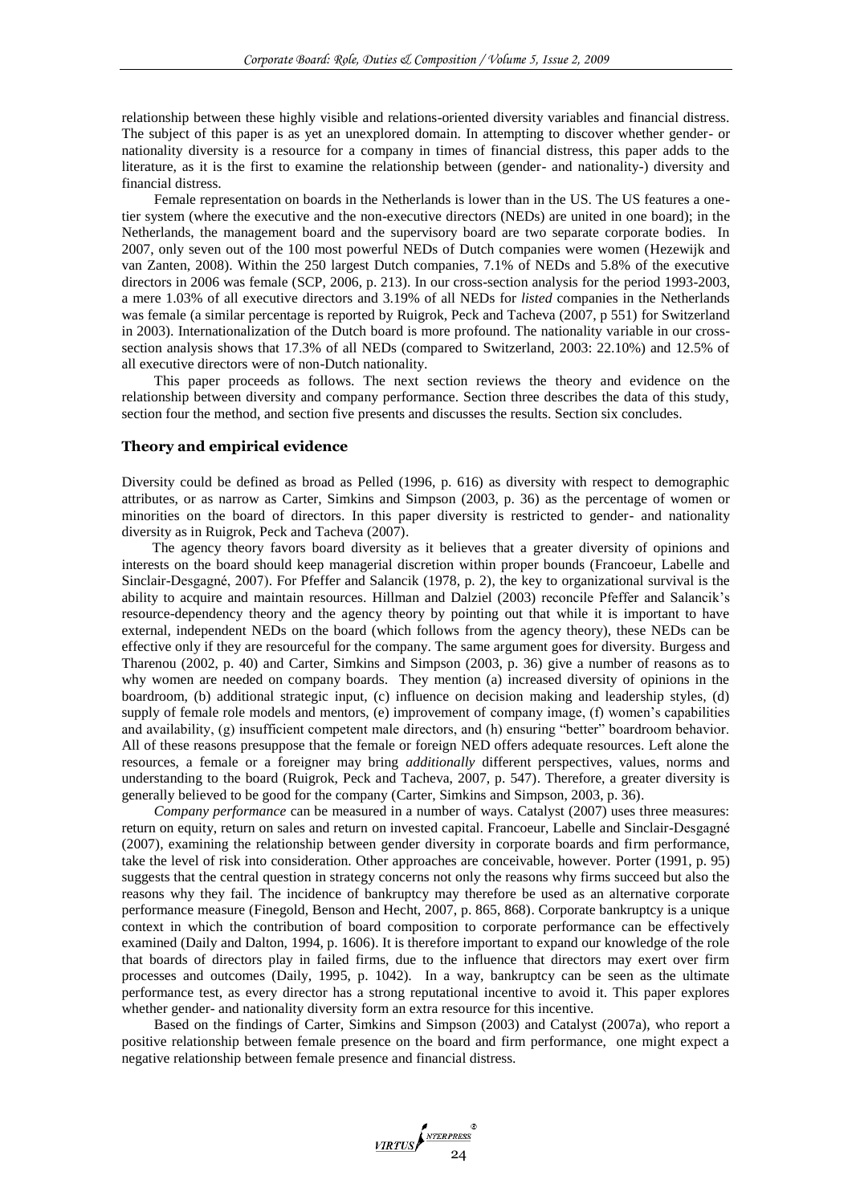relationship between these highly visible and relations-oriented diversity variables and financial distress. The subject of this paper is as yet an unexplored domain. In attempting to discover whether gender- or nationality diversity is a resource for a company in times of financial distress, this paper adds to the literature, as it is the first to examine the relationship between (gender- and nationality-) diversity and financial distress.

Female representation on boards in the Netherlands is lower than in the US. The US features a one-tier system (where the executive and the non-executive directors (NEDs) are united in one board); in the Netherlands, the management board and the supervisory board are two separate corporate bodies. In 2007, only seven out of the 100 most powerful NEDs of Dutch companies were women (Hezewijk and van Zanten, 2008). Within the 250 largest Dutch companies, 7.1% of NEDs and 5.8% of the executive directors in 2006 was female (SCP, 2006, p. 213). In our cross-section analysis for the period 1993-2003, a mere 1.03% of all executive directors and 3.19% of all NEDs for *listed* companies in the Netherlands was female (a similar percentage is reported by Ruigrok, Peck and Tacheva (2007, p 551) for Switzerland in 2003). Internationalization of the Dutch board is more profound. The nationality variable in our cross-section analysis shows that 17.3% of all NEDs (compared to Switzerland, 2003: 22.10%) and 12.5% of all executive directors were of non-Dutch nationality.

This paper proceeds as follows. The next section reviews the theory and evidence on the relationship between diversity and company performance. Section three describes the data of this study, section four the method, and section five presents and discusses the results. Section six concludes.

## Theory and empirical evidence

Diversity could be defined as broad as Pelled (1996, p. 616) as diversity with respect to demographic attributes, or as narrow as Carter, Simkins and Simpson (2003, p. 36) as the percentage of women or minorities on the board of directors. In this paper diversity is restricted to gender- and nationality diversity as in Ruigrok, Peck and Tacheva (2007).

The agency theory favors board diversity as it believes that a greater diversity of opinions and interests on the board should keep managerial discretion within proper bounds (Francoeur, Labelle and Sinclair-Desgagné, 2007). For Pfeffer and Salancik (1978, p. 2), the key to organizational survival is the ability to acquire and maintain resources. Hillman and Dalziel (2003) reconcile Pfeffer and Salancik's resource-dependency theory and the agency theory by pointing out that while it is important to have external, independent NEDs on the board (which follows from the agency theory), these NEDs can be effective only if they are resourceful for the company. The same argument goes for diversity. Burgess and Tharenou (2002, p. 40) and Carter, Simkins and Simpson (2003, p. 36) give a number of reasons as to why women are needed on company boards. They mention (a) increased diversity of opinions in the boardroom, (b) additional strategic input, (c) influence on decision making and leadership styles, (d) supply of female role models and mentors, (e) improvement of company image, (f) women's capabilities and availability, (g) insufficient competent male directors, and (h) ensuring "better" boardroom behavior. All of these reasons presuppose that the female or foreign NED offers adequate resources. Left alone the resources, a female or a foreigner may bring *additionally* different perspectives, values, norms and understanding to the board (Ruigrok, Peck and Tacheva, 2007, p. 547). Therefore, a greater diversity is generally believed to be good for the company (Carter, Simkins and Simpson, 2003, p. 36).

*Company performance* can be measured in a number of ways. Catalyst (2007) uses three measures: return on equity, return on sales and return on invested capital. Francoeur, Labelle and Sinclair-Desgagné (2007), examining the relationship between gender diversity in corporate boards and firm performance, take the level of risk into consideration. Other approaches are conceivable, however. Porter (1991, p. 95) suggests that the central question in strategy concerns not only the reasons why firms succeed but also the reasons why they fail. The incidence of bankruptcy may therefore be used as an alternative corporate performance measure (Finegold, Benson and Hecht, 2007, p. 865, 868). Corporate bankruptcy is a unique context in which the contribution of board composition to corporate performance can be effectively examined (Daily and Dalton, 1994, p. 1606). It is therefore important to expand our knowledge of the role that boards of directors play in failed firms, due to the influence that directors may exert over firm processes and outcomes (Daily, 1995, p. 1042). In a way, bankruptcy can be seen as the ultimate performance test, as every director has a strong reputational incentive to avoid it. This paper explores whether gender- and nationality diversity form an extra resource for this incentive.

Based on the findings of Carter, Simkins and Simpson (2003) and Catalyst (2007a), who report a positive relationship between female presence on the board and firm performance, one might expect a negative relationship between female presence and financial distress.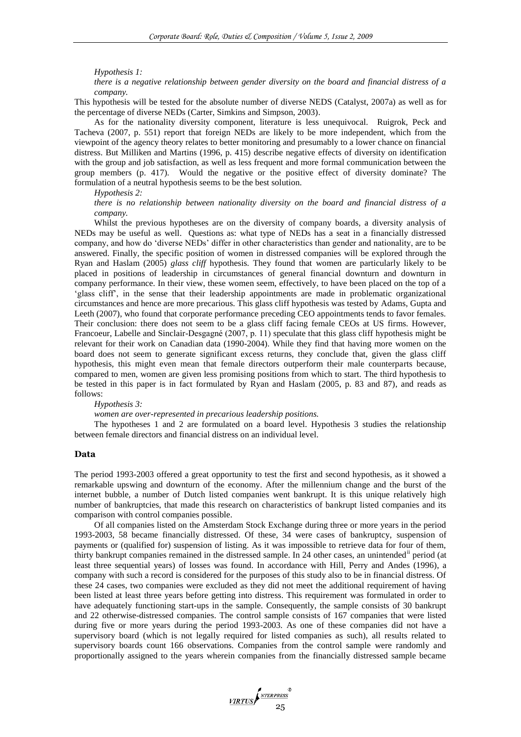*Hypothesis 1:*

*there is a negative relationship between gender diversity on the board and financial distress of a company.*

This hypothesis will be tested for the absolute number of diverse NEDS (Catalyst, 2007a) as well as for the percentage of diverse NEDs (Carter, Simkins and Simpson, 2003).

As for the nationality diversity component, literature is less unequivocal. Ruigrok, Peck and Tacheva (2007, p. 551) report that foreign NEDs are likely to be more independent, which from the viewpoint of the agency theory relates to better monitoring and presumably to a lower chance on financial distress. But Milliken and Martins (1996, p. 415) describe negative effects of diversity on identification with the group and job satisfaction, as well as less frequent and more formal communication between the group members (p. 417). Would the negative or the positive effect of diversity dominate? The formulation of a neutral hypothesis seems to be the best solution.

*Hypothesis 2:*

*there is no relationship between nationality diversity on the board and financial distress of a company.*

Whilst the previous hypotheses are on the diversity of company boards, a diversity analysis of NEDs may be useful as well. Questions as: what type of NEDs has a seat in a financially distressed company, and how do 'diverse NEDs' differ in other characteristics than gender and nationality, are to be answered. Finally, the specific position of women in distressed companies will be explored through the Ryan and Haslam (2005) *glass cliff* hypothesis. They found that women are particularly likely to be placed in positions of leadership in circumstances of general financial downturn and downturn in company performance. In their view, these women seem, effectively, to have been placed on the top of a 'glass cliff', in the sense that their leadership appointments are made in problematic organizational circumstances and hence are more precarious. This glass cliff hypothesis was tested by Adams, Gupta and Leeth (2007), who found that corporate performance preceding CEO appointments tends to favor females. Their conclusion: there does not seem to be a glass cliff facing female CEOs at US firms. However, Francoeur, Labelle and Sinclair-Desgagné (2007, p. 11) speculate that this glass cliff hypothesis might be relevant for their work on Canadian data (1990-2004). While they find that having more women on the board does not seem to generate significant excess returns, they conclude that, given the glass cliff hypothesis, this might even mean that female directors outperform their male counterparts because, compared to men, women are given less promising positions from which to start. The third hypothesis to be tested in this paper is in fact formulated by Ryan and Haslam (2005, p. 83 and 87), and reads as follows:

*Hypothesis 3:*

*women are over-represented in precarious leadership positions.*

The hypotheses 1 and 2 are formulated on a board level. Hypothesis 3 studies the relationship between female directors and financial distress on an individual level.

## Data

The period 1993-2003 offered a great opportunity to test the first and second hypothesis, as it showed a remarkable upswing and downturn of the economy. After the millennium change and the burst of the internet bubble, a number of Dutch listed companies went bankrupt. It is this unique relatively high number of bankruptcies, that made this research on characteristics of bankrupt listed companies and its comparison with control companies possible.

Of all companies listed on the Amsterdam Stock Exchange during three or more years in the period 1993-2003, 58 became financially distressed. Of these, 34 were cases of bankruptcy, suspension of payments or (qualified for) suspension of listing. As it was impossible to retrieve data for four of them, thirty bankrupt companies remained in the distressed sample. In 24 other cases, an unintended[ii] period (at least three sequential years) of losses was found. In accordance with Hill, Perry and Andes (1996), a company with such a record is considered for the purposes of this study also to be in financial distress. Of these 24 cases, two companies were excluded as they did not meet the additional requirement of having been listed at least three years before getting into distress. This requirement was formulated in order to have adequately functioning start-ups in the sample. Consequently, the sample consists of 30 bankrupt and 22 otherwise-distressed companies. The control sample consists of 167 companies that were listed during five or more years during the period 1993-2003. As one of these companies did not have a supervisory board (which is not legally required for listed companies as such), all results related to supervisory boards count 166 observations. Companies from the control sample were randomly and proportionally assigned to the years wherein companies from the financially distressed sample became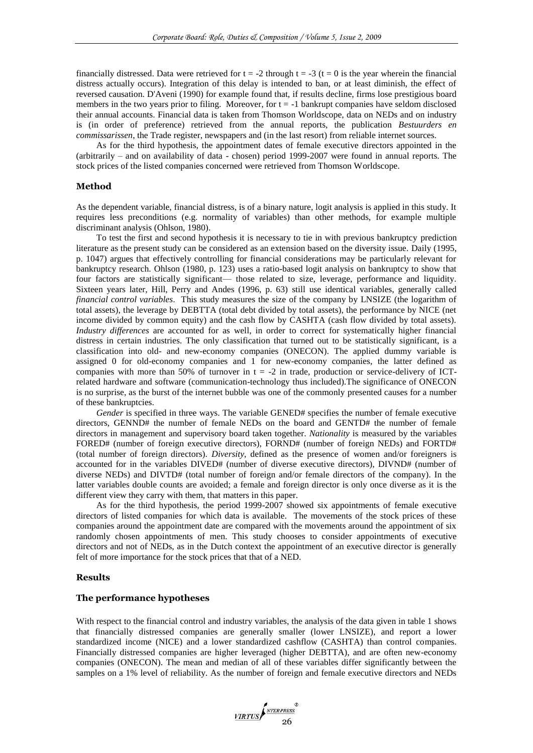financially distressed. Data were retrieved for $t = -2$ through $t = -3$ ($t = 0$ is the year wherein the financial distress actually occurs). Integration of this delay is intended to ban, or at least diminish, the effect of reversed causation. D'Aveni (1990) for example found that, if results decline, firms lose prestigious board members in the two years prior to filing. Moreover, for $t = -1$ bankrupt companies have seldom disclosed their annual accounts. Financial data is taken from Thomson Worldscope, data on NEDs and on industry is (in order of preference) retrieved from the annual reports, the publication *Bestuurders en commissarissen*, the Trade register, newspapers and (in the last resort) from reliable internet sources.

As for the third hypothesis, the appointment dates of female executive directors appointed in the (arbitrarily – and on availability of data - chosen) period 1999-2007 were found in annual reports. The stock prices of the listed companies concerned were retrieved from Thomson Worldscope.

## Method

As the dependent variable, financial distress, is of a binary nature, logit analysis is applied in this study. It requires less preconditions (e.g. normality of variables) than other methods, for example multiple discriminant analysis (Ohlson, 1980).

To test the first and second hypothesis it is necessary to tie in with previous bankruptcy prediction literature as the present study can be considered as an extension based on the diversity issue. Daily (1995, p. 1047) argues that effectively controlling for financial considerations may be particularly relevant for bankruptcy research. Ohlson (1980, p. 123) uses a ratio-based logit analysis on bankruptcy to show that four factors are statistically significant— those related to size, leverage, performance and liquidity. Sixteen years later, Hill, Perry and Andes (1996, p. 63) still use identical variables, generally called *financial control variables*. This study measures the size of the company by LNSIZE (the logarithm of total assets), the leverage by DEBTTA (total debt divided by total assets), the performance by NICE (net income divided by common equity) and the cash flow by CASHTA (cash flow divided by total assets). *Industry differences* are accounted for as well, in order to correct for systematically higher financial distress in certain industries. The only classification that turned out to be statistically significant, is a classification into old- and new-economy companies (ONECON). The applied dummy variable is assigned 0 for old-economy companies and 1 for new-economy companies, the latter defined as companies with more than 50% of turnover in $t = -2$ in trade, production or service-delivery of ICT-related hardware and software (communication-technology thus included).The significance of ONECON is no surprise, as the burst of the internet bubble was one of the commonly presented causes for a number of these bankruptcies.

*Gender* is specified in three ways. The variable GENED# specifies the number of female executive directors, GENND# the number of female NEDs on the board and GENTD# the number of female directors in management and supervisory board taken together. *Nationality* is measured by the variables FORED# (number of foreign executive directors), FORND# (number of foreign NEDs) and FORTD# (total number of foreign directors). *Diversity*, defined as the presence of women and/or foreigners is accounted for in the variables DIVED# (number of diverse executive directors), DIVND# (number of diverse NEDs) and DIVTD# (total number of foreign and/or female directors of the company). In the latter variables double counts are avoided; a female and foreign director is only once diverse as it is the different view they carry with them, that matters in this paper.

As for the third hypothesis, the period 1999-2007 showed six appointments of female executive directors of listed companies for which data is available. The movements of the stock prices of these companies around the appointment date are compared with the movements around the appointment of six randomly chosen appointments of men. This study chooses to consider appointments of executive directors and not of NEDs, as in the Dutch context the appointment of an executive director is generally felt of more importance for the stock prices that that of a NED.

## Results

### The performance hypotheses

With respect to the financial control and industry variables, the analysis of the data given in table 1 shows that financially distressed companies are generally smaller (lower LNSIZE), and report a lower standardized income (NICE) and a lower standardized cashflow (CASHTA) than control companies. Financially distressed companies are higher leveraged (higher DEBTTA), and are often new-economy companies (ONECON). The mean and median of all of these variables differ significantly between the samples on a 1% level of reliability. As the number of foreign and female executive directors and NEDs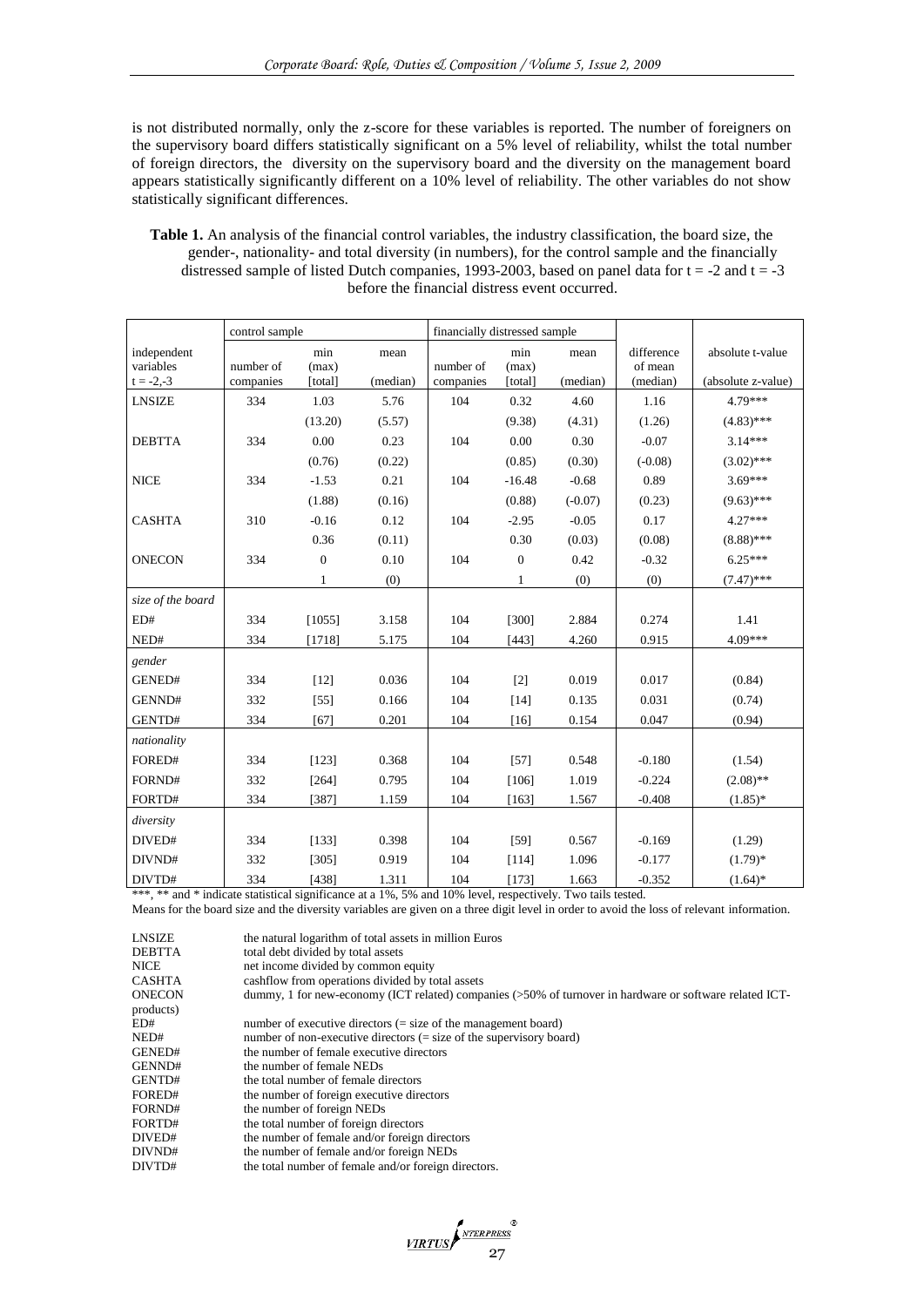is not distributed normally, only the z-score for these variables is reported. The number of foreigners on the supervisory board differs statistically significant on a 5% level of reliability, whilst the total number of foreign directors, the diversity on the supervisory board and the diversity on the management board appears statistically significantly different on a 10% level of reliability. The other variables do not show statistically significant differences.

**Table 1.** An analysis of the financial control variables, the industry classification, the board size, the gender-, nationality- and total diversity (in numbers), for the control sample and the financially distressed sample of listed Dutch companies, 1993-2003, based on panel data for t = -2 and t = -3 before the financial distress event occurred.

| | control sample | | | financially distressed sample | | | | |
|---|---|---|---|---|---|---|---|---|
| independent variables t = -2,-3 | number of companies | min (max) [total] | mean (median) | number of companies | min (max) [total] | mean (median) | difference of mean (median) | absolute t-value (absolute z-value) |
| LNSIZE | 334 | 1.03 | 5.76 | 104 | 0.32 | 4.60 | 1.16 | 4.79*** |
| | | (13.20) | (5.57) | | (9.38) | (4.31) | (1.26) | (4.83)*** |
| DEBTTA | 334 | 0.00 | 0.23 | 104 | 0.00 | 0.30 | -0.07 | 3.14*** |
| | | (0.76) | (0.22) | | (0.85) | (0.30) | (-0.08) | (3.02)*** |
| NICE | 334 | -1.53 | 0.21 | 104 | -16.48 | -0.68 | 0.89 | 3.69*** |
| | | (1.88) | (0.16) | | (0.88) | (-0.07) | (0.23) | (9.63)*** |
| CASHTA | 310 | -0.16 | 0.12 | 104 | -2.95 | -0.05 | 0.17 | 4.27*** |
| | | 0.36 | (0.11) | | 0.30 | (0.03) | (0.08) | (8.88)*** |
| ONECON | 334 | 0 | 0.10 | 104 | 0 | 0.42 | -0.32 | 6.25*** |
| | | 1 | (0) | | 1 | (0) | (0) | (7.47)*** |
| *size of the board* | | | | | | | | |
| ED# | 334 | [1055] | 3.158 | 104 | [300] | 2.884 | 0.274 | 1.41 |
| NED# | 334 | [1718] | 5.175 | 104 | [443] | 4.260 | 0.915 | 4.09*** |
| *gender* | | | | | | | | |
| GENED# | 334 | [12] | 0.036 | 104 | [2] | 0.019 | 0.017 | (0.84) |
| GENND# | 332 | [55] | 0.166 | 104 | [14] | 0.135 | 0.031 | (0.74) |
| GENTD# | 334 | [67] | 0.201 | 104 | [16] | 0.154 | 0.047 | (0.94) |
| *nationality* | | | | | | | | |
| FORED# | 334 | [123] | 0.368 | 104 | [57] | 0.548 | -0.180 | (1.54) |
| FORND# | 332 | [264] | 0.795 | 104 | [106] | 1.019 | -0.224 | (2.08)** |
| FORTD# | 334 | [387] | 1.159 | 104 | [163] | 1.567 | -0.408 | (1.85)* |
| *diversity* | | | | | | | | |
| DIVED# | 334 | [133] | 0.398 | 104 | [59] | 0.567 | -0.169 | (1.29) |
| DIVND# | 332 | [305] | 0.919 | 104 | [114] | 1.096 | -0.177 | (1.79)* |
| DIVTD# | 334 | [438] | 1.311 | 104 | [173] | 1.663 | -0.352 | (1.64)* |

***, ** and * indicate statistical significance at a 1%, 5% and 10% level, respectively. Two tails tested.

Means for the board size and the diversity variables are given on a three digit level in order to avoid the loss of relevant information.

| | |
|---|---|
| LNSIZE | the natural logarithm of total assets in million Euros |
| DEBTTA | total debt divided by total assets |
| NICE | net income divided by common equity |
| CASHTA | cashflow from operations divided by total assets |
| ONECON | dummy, 1 for new-economy (ICT related) companies (>50% of turnover in hardware or software related ICT-products) |
| ED# | number of executive directors (= size of the management board) |
| NED# | number of non-executive directors (= size of the supervisory board) |
| GENED# | the number of female executive directors |
| GENND# | the number of female NEDs |
| GENTD# | the total number of female directors |
| FORED# | the number of foreign executive directors |
| FORND# | the number of foreign NEDs |
| FORTD# | the total number of foreign directors |
| DIVED# | the number of female and/or foreign directors |
| DIVND# | the number of female and/or foreign NEDs |
| DIVTD# | the total number of female and/or foreign directors. |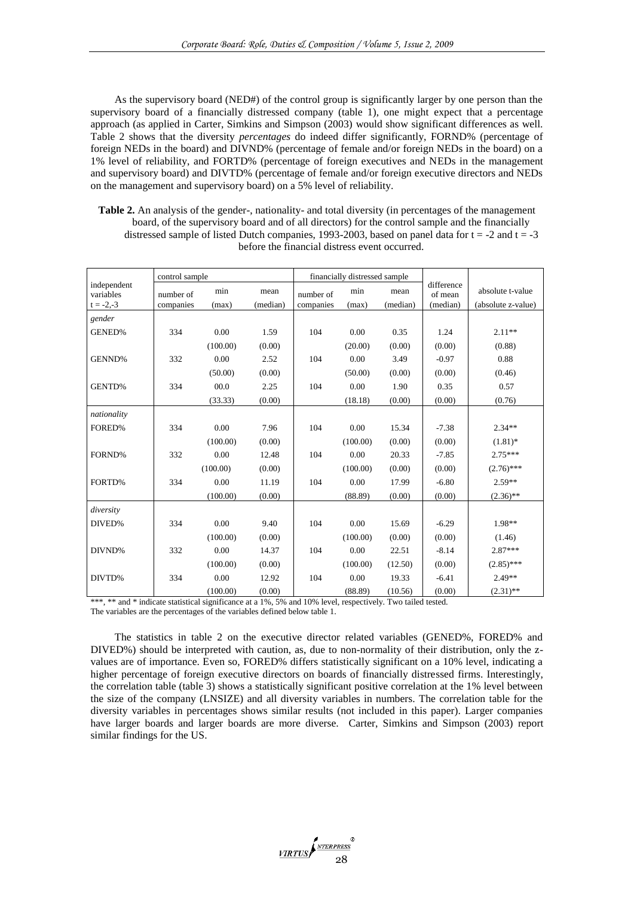As the supervisory board (NED#) of the control group is significantly larger by one person than the supervisory board of a financially distressed company (table 1), one might expect that a percentage approach (as applied in Carter, Simkins and Simpson (2003) would show significant differences as well. Table 2 shows that the diversity *percentages* do indeed differ significantly, FORND% (percentage of foreign NEDs in the board) and DIVND% (percentage of female and/or foreign NEDs in the board) on a 1% level of reliability, and FORTD% (percentage of foreign executives and NEDs in the management and supervisory board) and DIVTD% (percentage of female and/or foreign executive directors and NEDs on the management and supervisory board) on a 5% level of reliability.

**Table 2.** An analysis of the gender-, nationality- and total diversity (in percentages of the management board, of the supervisory board and of all directors) for the control sample and the financially distressed sample of listed Dutch companies, 1993-2003, based on panel data for t = -2 and t = -3 before the financial distress event occurred.

| independent variables t = -2,-3 | control sample | | | financially distressed sample | | | difference of mean (median) | absolute t-value (absolute z-value) |
|---|---|---|---|---|---|---|---|---|
| | number of companies | min (max) | mean (median) | number of companies | min (max) | mean (median) | | |
| *gender* | | | | | | | | |
| GENED% | 334 | 0.00 | 1.59 | 104 | 0.00 | 0.35 | 1.24 | 2.11** |
| | | (100.00) | (0.00) | | (20.00) | (0.00) | (0.00) | (0.88) |
| GENND% | 332 | 0.00 | 2.52 | 104 | 0.00 | 3.49 | -0.97 | 0.88 |
| | | (50.00) | (0.00) | | (50.00) | (0.00) | (0.00) | (0.46) |
| GENTD% | 334 | 00.0 | 2.25 | 104 | 0.00 | 1.90 | 0.35 | 0.57 |
| | | (33.33) | (0.00) | | (18.18) | (0.00) | (0.00) | (0.76) |
| *nationality* | | | | | | | | |
| FORED% | 334 | 0.00 | 7.96 | 104 | 0.00 | 15.34 | -7.38 | 2.34** |
| | | (100.00) | (0.00) | | (100.00) | (0.00) | (0.00) | (1.81)* |
| FORND% | 332 | 0.00 | 12.48 | 104 | 0.00 | 20.33 | -7.85 | 2.75*** |
| | | (100.00) | (0.00) | | (100.00) | (0.00) | (0.00) | (2.76)*** |
| FORTD% | 334 | 0.00 | 11.19 | 104 | 0.00 | 17.99 | -6.80 | 2.59** |
| | | (100.00) | (0.00) | | (88.89) | (0.00) | (0.00) | (2.36)** |
| *diversity* | | | | | | | | |
| DIVED% | 334 | 0.00 | 9.40 | 104 | 0.00 | 15.69 | -6.29 | 1.98** |
| | | (100.00) | (0.00) | | (100.00) | (0.00) | (0.00) | (1.46) |
| DIVND% | 332 | 0.00 | 14.37 | 104 | 0.00 | 22.51 | -8.14 | 2.87*** |
| | | (100.00) | (0.00) | | (100.00) | (12.50) | (0.00) | (2.85)*** |
| DIVTD% | 334 | 0.00 | 12.92 | 104 | 0.00 | 19.33 | -6.41 | 2.49** |
| | | (100.00) | (0.00) | | (88.89) | (10.56) | (0.00) | (2.31)** |

***, ** and * indicate statistical significance at a 1%, 5% and 10% level, respectively. Two tailed tested.
The variables are the percentages of the variables defined below table 1.

The statistics in table 2 on the executive director related variables (GENED%, FORED% and DIVED%) should be interpreted with caution, as, due to non-normality of their distribution, only the z-values are of importance. Even so, FORED% differs statistically significant on a 10% level, indicating a higher percentage of foreign executive directors on boards of financially distressed firms. Interestingly, the correlation table (table 3) shows a statistically significant positive correlation at the 1% level between the size of the company (LNSIZE) and all diversity variables in numbers. The correlation table for the diversity variables in percentages shows similar results (not included in this paper). Larger companies have larger boards and larger boards are more diverse. Carter, Simkins and Simpson (2003) report similar findings for the US.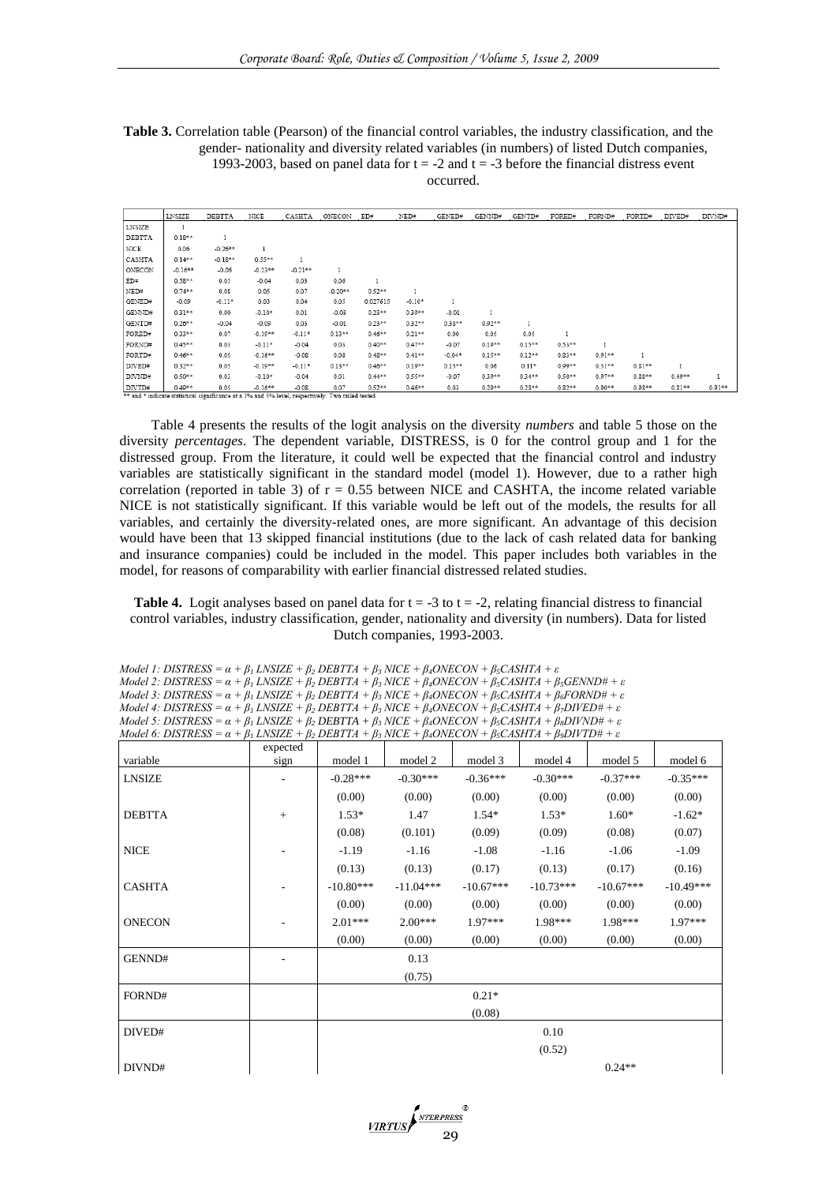**Table 3.** Correlation table (Pearson) of the financial control variables, the industry classification, and the gender- nationality and diversity related variables (in numbers) of listed Dutch companies, 1993-2003, based on panel data for t = -2 and t = -3 before the financial distress event occurred.

| | LNSIZE | DEBTTA | NICE | CASHTA | ONECON | ED# | NED# | GENED# | GENND# | GENTD# | FORED# | FORND# | FORTD# | DIVED# | DIVND# |
|---|---|---|---|---|---|---|---|---|---|---|---|---|---|---|---|
| LNSIZE | 1 | | | | | | | | | | | | | | |
| DEBTTA | 0.18** | 1 | | | | | | | | | | | | | |
| NICE | 0.06 | -0.26** | 1 | | | | | | | | | | | | |
| CASHTA | 0.14** | -0.18** | 0.55** | 1 | | | | | | | | | | | |
| ONECON | -0.16** | -0.06 | -0.23** | -0.21** | 1 | | | | | | | | | | |
| ED# | 0.58** | 0.05 | -0.04 | 0.03 | 0.06 | 1 | | | | | | | | | |
| NED# | 0.74** | 0.08 | 0.05 | 0.07 | -0.20** | 0.52** | 1 | | | | | | | | |
| GENED# | -0.09 | -0.11* | 0.03 | 0.04 | 0.05 | 0.027615 | -0.10* | 1 | | | | | | | |
| GENND# | 0.31** | 0.00 | -0.10* | 0.01 | -0.03 | 0.23** | 0.39** | -0.01 | 1 | | | | | | |
| GENTD# | 0.26** | -0.04 | -0.09 | 0.03 | -0.01 | 0.23** | 0.32** | 0.38** | 0.92** | 1 | | | | | |
| FORED# | 0.33** | 0.07 | -0.19** | -0.11* | 0.13** | 0.46** | 0.21** | 0.00 | 0.05 | 0.05 | 1 | | | | |
| FORND# | 0.45** | 0.03 | -0.11* | -0.04 | 0.03 | 0.40** | 0.47** | -0.07 | 0.19** | 0.15** | 0.53** | 1 | | | |
| FORTD# | 0.46** | 0.05 | -0.16** | -0.08 | 0.08 | 0.48** | 0.41** | -0.04 | 0.15** | 0.12** | 0.83** | 0.91** | 1 | | |
| DIVED# | 0.32** | 0.05 | -0.19** | -0.11* | 0.15** | 0.46** | 0.19** | 0.15** | 0.06 | 0.11* | 0.99** | 0.51** | 0.81** | 1 | |
| DIVND# | 0.50** | 0.03 | -0.10* | -0.04 | 0.01 | 0.44** | 0.55** | -0.07 | 0.39** | 0.34** | 0.50** | 0.97** | 0.88** | 0.49** | 1 |
| DIVTD# | 0.40** | 0.05 | -0.16** | -0.08 | 0.07 | 0.52** | 0.45** | 0.03 | 0.20** | 0.28** | 0.82** | 0.90** | 0.98** | 0.81** | 0.91** |

** and * indicate statistical significance at a 1% and 5% level, respectively. Two tailed tested.

Table 4 presents the results of the logit analysis on the diversity *numbers* and table 5 those on the diversity *percentages*. The dependent variable, DISTRESS, is 0 for the control group and 1 for the distressed group. From the literature, it could well be expected that the financial control and industry variables are statistically significant in the standard model (model 1). However, due to a rather high correlation (reported in table 3) of r = 0.55 between NICE and CASHTA, the income related variable NICE is not statistically significant. If this variable would be left out of the models, the results for all variables, and certainly the diversity-related ones, are more significant. An advantage of this decision would have been that 13 skipped financial institutions (due to the lack of cash related data for banking and insurance companies) could be included in the model. This paper includes both variables in the model, for reasons of comparability with earlier financial distressed related studies.

**Table 4.** Logit analyses based on panel data for t = -3 to t = -2, relating financial distress to financial control variables, industry classification, gender, nationality and diversity (in numbers). Data for listed Dutch companies, 1993-2003.

*Model 1:* $DISTRESS = \alpha + \beta_1 LNSIZE + \beta_2 DEBTTA + \beta_3 NICE + \beta_4 ONECON + \beta_5 CASHTA + \varepsilon$
*Model 2:* $DISTRESS = \alpha + \beta_1 LNSIZE + \beta_2 DEBTTA + \beta_3 NICE + \beta_4 ONECON + \beta_5 CASHTA + \beta_5 GENND\# + \varepsilon$
*Model 3:* $DISTRESS = \alpha + \beta_1 LNSIZE + \beta_2 DEBTTA + \beta_3 NICE + \beta_4 ONECON + \beta_5 CASHTA + \beta_6 FORND\# + \varepsilon$
*Model 4:* $DISTRESS = \alpha + \beta_1 LNSIZE + \beta_2 DEBTTA + \beta_3 NICE + \beta_4 ONECON + \beta_5 CASHTA + \beta_7 DIVED\# + \varepsilon$
*Model 5:* $DISTRESS = \alpha + \beta_1 LNSIZE + \beta_2 DEBTTA + \beta_3 NICE + \beta_4 ONECON + \beta_5 CASHTA + \beta_8 DIVND\# + \varepsilon$
*Model 6:* $DISTRESS = \alpha + \beta_1 LNSIZE + \beta_2 DEBTTA + \beta_3 NICE + \beta_4 ONECON + \beta_5 CASHTA + \beta_9 DIVTD\# + \varepsilon$

| variable | expected sign | model 1 | model 2 | model 3 | model 4 | model 5 | model 6 |
|---|---|---|---|---|---|---|---|
| LNSIZE | - | -0.28*** | -0.30*** | -0.36*** | -0.30*** | -0.37*** | -0.35*** |
| | | (0.00) | (0.00) | (0.00) | (0.00) | (0.00) | (0.00) |
| DEBTTA | + | 1.53* | 1.47 | 1.54* | 1.53* | 1.60* | -1.62* |
| | | (0.08) | (0.101) | (0.09) | (0.09) | (0.08) | (0.07) |
| NICE | - | -1.19 | -1.16 | -1.08 | -1.16 | -1.06 | -1.09 |
| | | (0.13) | (0.13) | (0.17) | (0.13) | (0.17) | (0.16) |
| CASHTA | - | -10.80*** | -11.04*** | -10.67*** | -10.73*** | -10.67*** | -10.49*** |
| | | (0.00) | (0.00) | (0.00) | (0.00) | (0.00) | (0.00) |
| ONECON | - | 2.01*** | 2.00*** | 1.97*** | 1.98*** | 1.98*** | 1.97*** |
| | | (0.00) | (0.00) | (0.00) | (0.00) | (0.00) | (0.00) |
| GENND# | - | | 0.13 | | | | |
| | | | (0.75) | | | | |
| FORND# | | | | 0.21* | | | |
| | | | | (0.08) | | | |
| DIVED# | | | | | 0.10 | | |
| | | | | | (0.52) | | |
| DIVND# | | | | | | 0.24** | |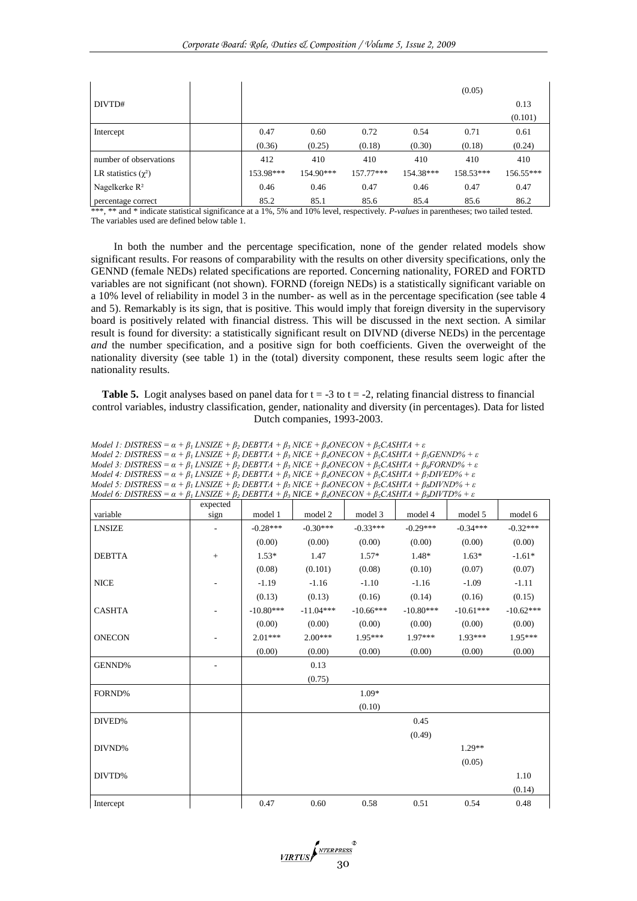| | | | | | | | |
|---|---|---|---|---|---|---|---|
| | | | | | | (0.05) | |
| DIVTD# | | | | | | | 0.13 |
| | | | | | | | (0.101) |
| Intercept | | 0.47 | 0.60 | 0.72 | 0.54 | 0.71 | 0.61 |
| | | (0.36) | (0.25) | (0.18) | (0.30) | (0.18) | (0.24) |
| number of observations | | 412 | 410 | 410 | 410 | 410 | 410 |
| LR statistics ($\chi^2$) | | 153.98*** | 154.90*** | 157.77*** | 154.38*** | 158.53*** | 156.55*** |
| Nagelkerke $R^2$ | | 0.46 | 0.46 | 0.47 | 0.46 | 0.47 | 0.47 |
| percentage correct | | 85.2 | 85.1 | 85.6 | 85.4 | 85.6 | 86.2 |

***, ** and * indicate statistical significance at a 1%, 5% and 10% level, respectively. *P-values* in parentheses; two tailed tested. The variables used are defined below table 1.

In both the number and the percentage specification, none of the gender related models show significant results. For reasons of comparability with the results on other diversity specifications, only the GENND (female NEDs) related specifications are reported. Concerning nationality, FORED and FORTD variables are not significant (not shown). FORND (foreign NEDs) is a statistically significant variable on a 10% level of reliability in model 3 in the number- as well as in the percentage specification (see table 4 and 5). Remarkably is its sign, that is positive. This would imply that foreign diversity in the supervisory board is positively related with financial distress. This will be discussed in the next section. A similar result is found for diversity: a statistically significant result on DIVND (diverse NEDs) in the percentage *and* the number specification, and a positive sign for both coefficients. Given the overweight of the nationality diversity (see table 1) in the (total) diversity component, these results seem logic after the nationality results.

**Table 5.** Logit analyses based on panel data for t = -3 to t = -2, relating financial distress to financial control variables, industry classification, gender, nationality and diversity (in percentages). Data for listed Dutch companies, 1993-2003.

*Model 1: DISTRESS* = $\alpha + \beta_1$ *LNSIZE* + $\beta_2$ *DEBTTA* + $\beta_3$ *NICE* + $\beta_4$*ONECON* + $\beta_5$*CASHTA* + $\varepsilon$
*Model 2: DISTRESS* = $\alpha + \beta_1$ *LNSIZE* + $\beta_2$ *DEBTTA* + $\beta_3$ *NICE* + $\beta_4$*ONECON* + $\beta_5$*CASHTA* + $\beta_5$*GENND%* + $\varepsilon$
*Model 3: DISTRESS* = $\alpha + \beta_1$ *LNSIZE* + $\beta_2$ *DEBTTA* + $\beta_3$ *NICE* + $\beta_4$*ONECON* + $\beta_5$*CASHTA* + $\beta_6$*FORND%* + $\varepsilon$
*Model 4: DISTRESS* = $\alpha + \beta_1$ *LNSIZE* + $\beta_2$ *DEBTTA* + $\beta_3$ *NICE* + $\beta_4$*ONECON* + $\beta_5$*CASHTA* + $\beta_7$*DIVED%* + $\varepsilon$
*Model 5: DISTRESS* = $\alpha + \beta_1$ *LNSIZE* + $\beta_2$ *DEBTTA* + $\beta_3$ *NICE* + $\beta_4$*ONECON* + $\beta_5$*CASHTA* + $\beta_8$*DIVND%* + $\varepsilon$
*Model 6: DISTRESS* = $\alpha + \beta_1$ *LNSIZE* + $\beta_2$ *DEBTTA* + $\beta_3$ *NICE* + $\beta_4$*ONECON* + $\beta_5$*CASHTA* + $\beta_9$*DIVTD%* + $\varepsilon$

| variable | expected sign | model 1 | model 2 | model 3 | model 4 | model 5 | model 6 |
|---|---|---|---|---|---|---|---|
| LNSIZE | - | -0.28*** | -0.30*** | -0.33*** | -0.29*** | -0.34*** | -0.32*** |
| | | (0.00) | (0.00) | (0.00) | (0.00) | (0.00) | (0.00) |
| DEBTTA | + | 1.53* | 1.47 | 1.57* | 1.48* | 1.63* | -1.61* |
| | | (0.08) | (0.101) | (0.08) | (0.10) | (0.07) | (0.07) |
| NICE | - | -1.19 | -1.16 | -1.10 | -1.16 | -1.09 | -1.11 |
| | | (0.13) | (0.13) | (0.16) | (0.14) | (0.16) | (0.15) |
| CASHTA | - | -10.80*** | -11.04*** | -10.66*** | -10.80*** | -10.61*** | -10.62*** |
| | | (0.00) | (0.00) | (0.00) | (0.00) | (0.00) | (0.00) |
| ONECON | - | 2.01*** | 2.00*** | 1.95*** | 1.97*** | 1.93*** | 1.95*** |
| | | (0.00) | (0.00) | (0.00) | (0.00) | (0.00) | (0.00) |
| GENND% | - | | 0.13 | | | | |
| | | | (0.75) | | | | |
| FORND% | | | | 1.09* | | | |
| | | | | (0.10) | | | |
| DIVED% | | | | | 0.45 | | |
| | | | | | (0.49) | | |
| DIVND% | | | | | | 1.29** | |
| | | | | | | (0.05) | |
| DIVTD% | | | | | | | 1.10 |
| | | | | | | | (0.14) |
| Intercept | | 0.47 | 0.60 | 0.58 | 0.51 | 0.54 | 0.48 |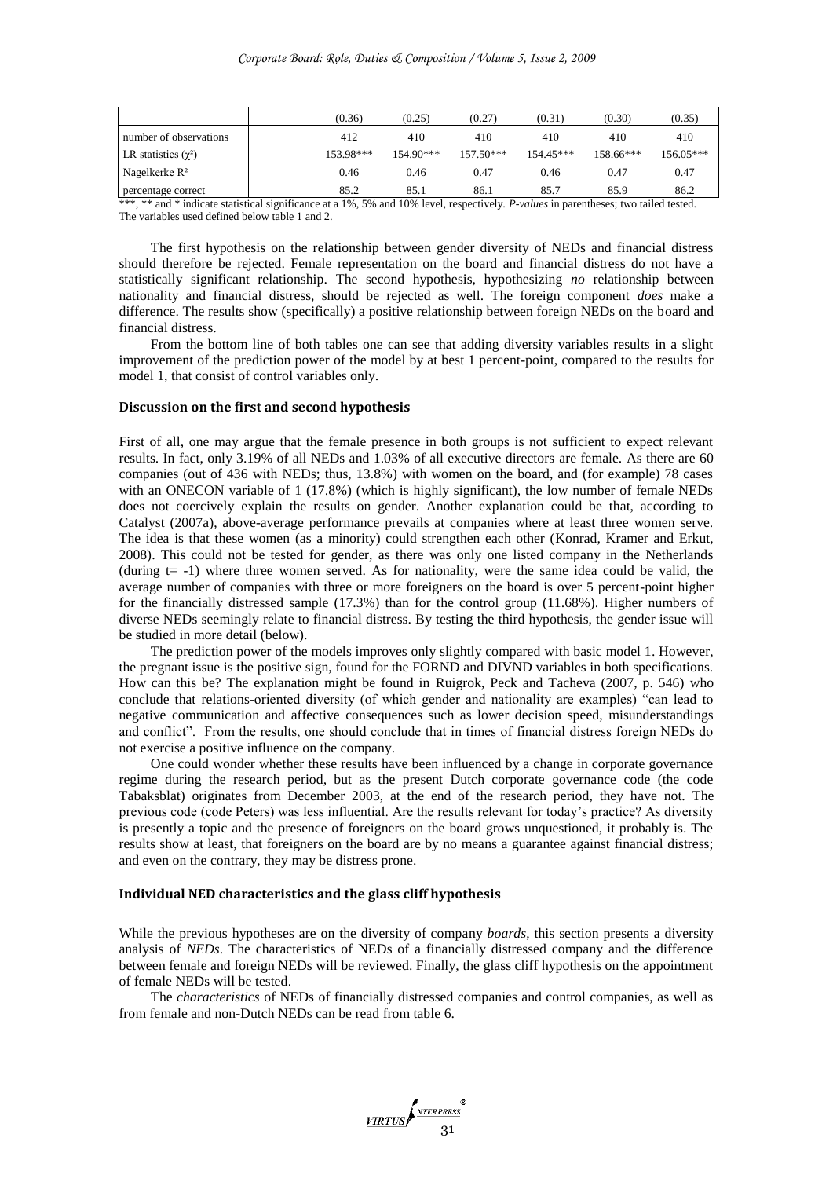| | | (0.36) | (0.25) | (0.27) | (0.31) | (0.30) | (0.35) |
|---|---|---|---|---|---|---|---|
| number of observations | | 412 | 410 | 410 | 410 | 410 | 410 |
| LR statistics ($\chi^2$) | | 153.98*** | 154.90*** | 157.50*** | 154.45*** | 158.66*** | 156.05*** |
| Nagelkerke $R^2$ | | 0.46 | 0.46 | 0.47 | 0.46 | 0.47 | 0.47 |
| percentage correct | | 85.2 | 85.1 | 86.1 | 85.7 | 85.9 | 86.2 |

***, ** and * indicate statistical significance at a 1%, 5% and 10% level, respectively. *P-values* in parentheses; two tailed tested. The variables used defined below table 1 and 2.

The first hypothesis on the relationship between gender diversity of NEDs and financial distress should therefore be rejected. Female representation on the board and financial distress do not have a statistically significant relationship. The second hypothesis, hypothesizing *no* relationship between nationality and financial distress, should be rejected as well. The foreign component *does* make a difference. The results show (specifically) a positive relationship between foreign NEDs on the board and financial distress.

From the bottom line of both tables one can see that adding diversity variables results in a slight improvement of the prediction power of the model by at best 1 percent-point, compared to the results for model 1, that consist of control variables only.

### Discussion on the first and second hypothesis

First of all, one may argue that the female presence in both groups is not sufficient to expect relevant results. In fact, only 3.19% of all NEDs and 1.03% of all executive directors are female. As there are 60 companies (out of 436 with NEDs; thus, 13.8%) with women on the board, and (for example) 78 cases with an ONECON variable of 1 (17.8%) (which is highly significant), the low number of female NEDs does not coercively explain the results on gender. Another explanation could be that, according to Catalyst (2007a), above-average performance prevails at companies where at least three women serve. The idea is that these women (as a minority) could strengthen each other (Konrad, Kramer and Erkut, 2008). This could not be tested for gender, as there was only one listed company in the Netherlands (during t= -1) where three women served. As for nationality, were the same idea could be valid, the average number of companies with three or more foreigners on the board is over 5 percent-point higher for the financially distressed sample (17.3%) than for the control group (11.68%). Higher numbers of diverse NEDs seemingly relate to financial distress. By testing the third hypothesis, the gender issue will be studied in more detail (below).

The prediction power of the models improves only slightly compared with basic model 1. However, the pregnant issue is the positive sign, found for the FORND and DIVND variables in both specifications. How can this be? The explanation might be found in Ruigrok, Peck and Tacheva (2007, p. 546) who conclude that relations-oriented diversity (of which gender and nationality are examples) "can lead to negative communication and affective consequences such as lower decision speed, misunderstandings and conflict". From the results, one should conclude that in times of financial distress foreign NEDs do not exercise a positive influence on the company.

One could wonder whether these results have been influenced by a change in corporate governance regime during the research period, but as the present Dutch corporate governance code (the code Tabaksblat) originates from December 2003, at the end of the research period, they have not. The previous code (code Peters) was less influential. Are the results relevant for today's practice? As diversity is presently a topic and the presence of foreigners on the board grows unquestioned, it probably is. The results show at least, that foreigners on the board are by no means a guarantee against financial distress; and even on the contrary, they may be distress prone.

### Individual NED characteristics and the glass cliff hypothesis

While the previous hypotheses are on the diversity of company *boards*, this section presents a diversity analysis of *NEDs*. The characteristics of NEDs of a financially distressed company and the difference between female and foreign NEDs will be reviewed. Finally, the glass cliff hypothesis on the appointment of female NEDs will be tested.

The *characteristics* of NEDs of financially distressed companies and control companies, as well as from female and non-Dutch NEDs can be read from table 6.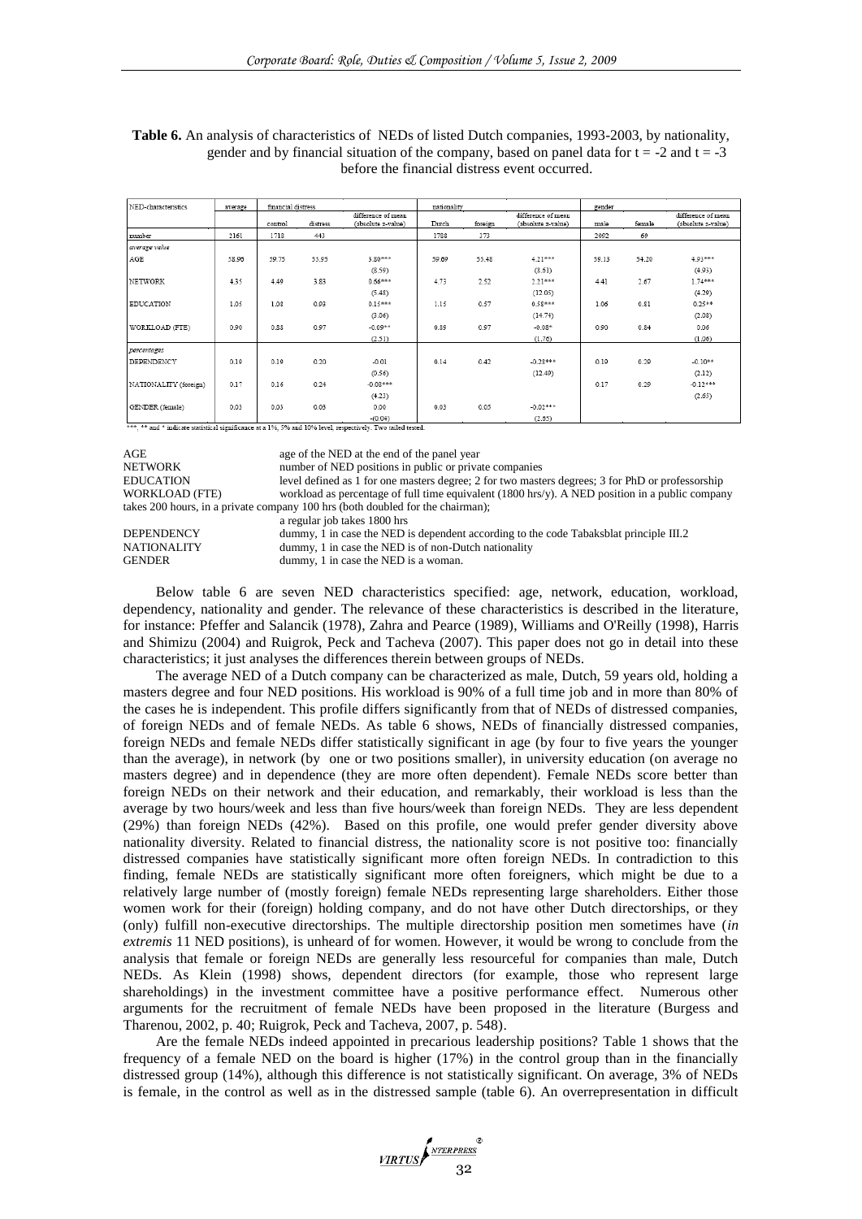**Table 6.** An analysis of characteristics of NEDs of listed Dutch companies, 1993-2003, by nationality, gender and by financial situation of the company, based on panel data for t = -2 and t = -3 before the financial distress event occurred.

| NED-characteristics | average | financial distress | | | nationality | | | gender | | |
|---|---|---|---|---|---|---|---|---|---|---|
| | | control | distress | difference of mean (absolute z-value) | Dutch | foreign | difference of mean (absolute z-value) | male | female | difference of mean (absolute z-value) |
| number | 2161 | 1718 | 443 | | 1788 | 373 | | 2092 | 69 | |
| *average value* | | | | | | | | | | |
| AGE | 58.96 | 59.75 | 55.95 | 3.80*** | 59.69 | 55.48 | 4.21*** | 59.13 | 54.20 | 4.93*** |
| | | | | (8.59) | | | (8.61) | | | (4.93) |
| NETWORK | 4.35 | 4.49 | 3.83 | 0.66*** | 4.73 | 2.52 | 2.21*** | 4.41 | 2.67 | 1.74*** |
| | | | | (5.48) | | | (12.05) | | | (4.20) |
| EDUCATION | 1.05 | 1.08 | 0.93 | 0.15*** | 1.15 | 0.57 | 0.58*** | 1.06 | 0.81 | 0.25** |
| | | | | (3.06) | | | (14.74) | | | (2.08) |
| WORKLOAD (FTE) | 0.90 | 0.88 | 0.97 | -0.09** | 0.89 | 0.97 | -0.08* | 0.90 | 0.84 | 0.06 |
| | | | | (2.51) | | | (1.76) | | | (1.06) |
| *percentages* | | | | | | | | | | |
| DEPENDENCY | 0.19 | 0.19 | 0.20 | -0.01 | 0.14 | 0.42 | -0.28*** | 0.19 | 0.29 | -0.10** |
| | | | | (0.56) | | | (12.49) | | | (2.12) |
| NATIONALITY (foreign) | 0.17 | 0.16 | 0.24 | -0.08*** | | | | 0.17 | 0.29 | -0.12*** |
| | | | | (4.23) | | | | | | (2.63) |
| GENDER (female) | 0.03 | 0.03 | 0.03 | 0.00 | 0.03 | 0.05 | -0.02*** | | | |
| | | | | -(0.04) | | | (2.65) | | | |

***, ** and * indicate statistical significance at a 1%, 5% and 10% level, respectively. Two tailed tested.

AGE — age of the NED at the end of the panel year
NETWORK — number of NED positions in public or private companies
EDUCATION — level defined as 1 for one masters degree; 2 for two masters degrees; 3 for PhD or professorship
WORKLOAD (FTE) — workload as percentage of full time equivalent (1800 hrs/y). A NED position in a public company takes 200 hours, in a private company 100 hrs (both doubled for the chairman); a regular job takes 1800 hrs
DEPENDENCY — dummy, 1 in case the NED is dependent according to the code Tabaksblat principle III.2
NATIONALITY — dummy, 1 in case the NED is of non-Dutch nationality
GENDER — dummy, 1 in case the NED is a woman.

Below table 6 are seven NED characteristics specified: age, network, education, workload, dependency, nationality and gender. The relevance of these characteristics is described in the literature, for instance: Pfeffer and Salancik (1978), Zahra and Pearce (1989), Williams and O'Reilly (1998), Harris and Shimizu (2004) and Ruigrok, Peck and Tacheva (2007). This paper does not go in detail into these characteristics; it just analyses the differences therein between groups of NEDs.

The average NED of a Dutch company can be characterized as male, Dutch, 59 years old, holding a masters degree and four NED positions. His workload is 90% of a full time job and in more than 80% of the cases he is independent. This profile differs significantly from that of NEDs of distressed companies, of foreign NEDs and of female NEDs. As table 6 shows, NEDs of financially distressed companies, foreign NEDs and female NEDs differ statistically significant in age (by four to five years the younger than the average), in network (by one or two positions smaller), in university education (on average no masters degree) and in dependence (they are more often dependent). Female NEDs score better than foreign NEDs on their network and their education, and remarkably, their workload is less than the average by two hours/week and less than five hours/week than foreign NEDs. They are less dependent (29%) than foreign NEDs (42%). Based on this profile, one would prefer gender diversity above nationality diversity. Related to financial distress, the nationality score is not positive too: financially distressed companies have statistically significant more often foreign NEDs. In contradiction to this finding, female NEDs are statistically significant more often foreigners, which might be due to a relatively large number of (mostly foreign) female NEDs representing large shareholders. Either those women work for their (foreign) holding company, and do not have other Dutch directorships, or they (only) fulfill non-executive directorships. The multiple directorship position men sometimes have (*in extremis* 11 NED positions), is unheard of for women. However, it would be wrong to conclude from the analysis that female or foreign NEDs are generally less resourceful for companies than male, Dutch NEDs. As Klein (1998) shows, dependent directors (for example, those who represent large shareholdings) in the investment committee have a positive performance effect. Numerous other arguments for the recruitment of female NEDs have been proposed in the literature (Burgess and Tharenou, 2002, p. 40; Ruigrok, Peck and Tacheva, 2007, p. 548).

Are the female NEDs indeed appointed in precarious leadership positions? Table 1 shows that the frequency of a female NED on the board is higher (17%) in the control group than in the financially distressed group (14%), although this difference is not statistically significant. On average, 3% of NEDs is female, in the control as well as in the distressed sample (table 6). An overrepresentation in difficult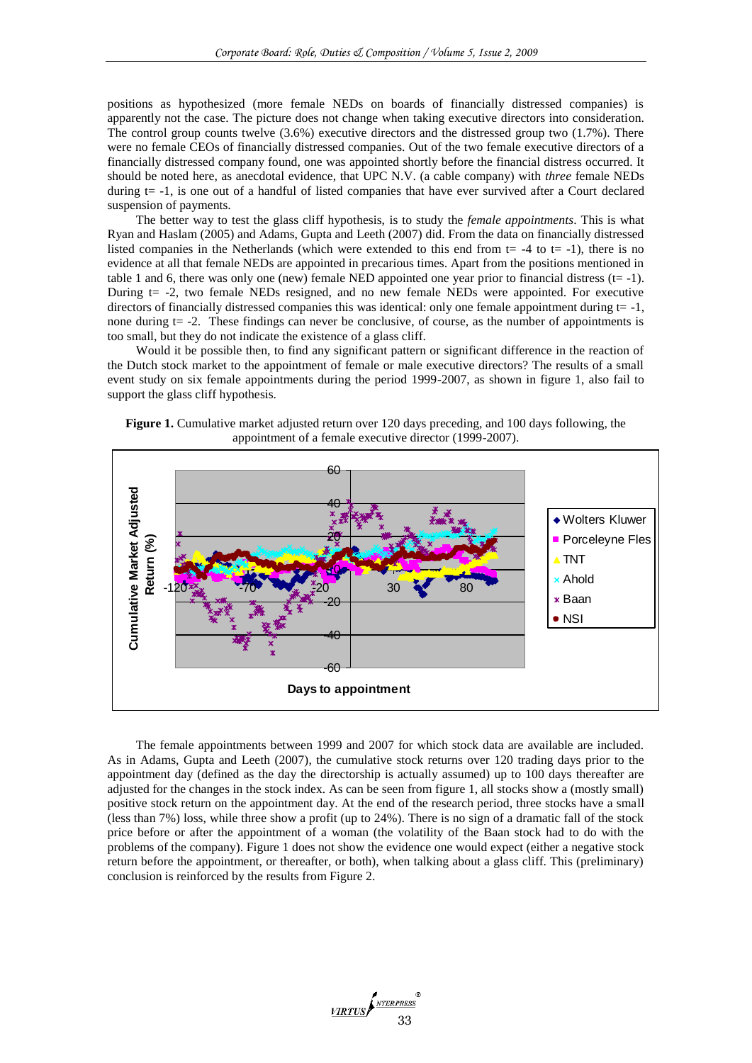positions as hypothesized (more female NEDs on boards of financially distressed companies) is apparently not the case. The picture does not change when taking executive directors into consideration. The control group counts twelve (3.6%) executive directors and the distressed group two (1.7%). There were no female CEOs of financially distressed companies. Out of the two female executive directors of a financially distressed company found, one was appointed shortly before the financial distress occurred. It should be noted here, as anecdotal evidence, that UPC N.V. (a cable company) with *three* female NEDs during t= -1, is one out of a handful of listed companies that have ever survived after a Court declared suspension of payments.

The better way to test the glass cliff hypothesis, is to study the *female appointments*. This is what Ryan and Haslam (2005) and Adams, Gupta and Leeth (2007) did. From the data on financially distressed listed companies in the Netherlands (which were extended to this end from t= -4 to t= -1), there is no evidence at all that female NEDs are appointed in precarious times. Apart from the positions mentioned in table 1 and 6, there was only one (new) female NED appointed one year prior to financial distress (t= -1). During t= -2, two female NEDs resigned, and no new female NEDs were appointed. For executive directors of financially distressed companies this was identical: only one female appointment during t= -1, none during t= -2. These findings can never be conclusive, of course, as the number of appointments is too small, but they do not indicate the existence of a glass cliff.

Would it be possible then, to find any significant pattern or significant difference in the reaction of the Dutch stock market to the appointment of female or male executive directors? The results of a small event study on six female appointments during the period 1999-2007, as shown in figure 1, also fail to support the glass cliff hypothesis.

**Figure 1.** Cumulative market adjusted return over 120 days preceding, and 100 days following, the appointment of a female executive director (1999-2007).

The female appointments between 1999 and 2007 for which stock data are available are included. As in Adams, Gupta and Leeth (2007), the cumulative stock returns over 120 trading days prior to the appointment day (defined as the day the directorship is actually assumed) up to 100 days thereafter are adjusted for the changes in the stock index. As can be seen from figure 1, all stocks show a (mostly small) positive stock return on the appointment day. At the end of the research period, three stocks have a small (less than 7%) loss, while three show a profit (up to 24%). There is no sign of a dramatic fall of the stock price before or after the appointment of a woman (the volatility of the Baan stock had to do with the problems of the company). Figure 1 does not show the evidence one would expect (either a negative stock return before the appointment, or thereafter, or both), when talking about a glass cliff. This (preliminary) conclusion is reinforced by the results from Figure 2.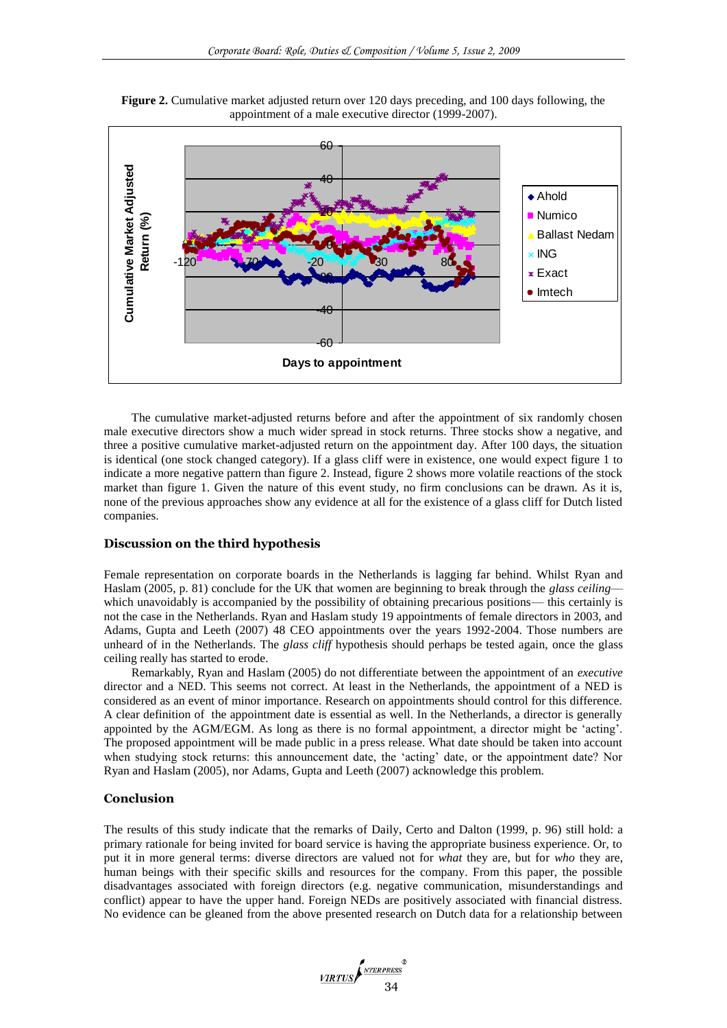**Figure 2.** Cumulative market adjusted return over 120 days preceding, and 100 days following, the appointment of a male executive director (1999-2007).

The cumulative market-adjusted returns before and after the appointment of six randomly chosen male executive directors show a much wider spread in stock returns. Three stocks show a negative, and three a positive cumulative market-adjusted return on the appointment day. After 100 days, the situation is identical (one stock changed category). If a glass cliff were in existence, one would expect figure 1 to indicate a more negative pattern than figure 2. Instead, figure 2 shows more volatile reactions of the stock market than figure 1. Given the nature of this event study, no firm conclusions can be drawn. As it is, none of the previous approaches show any evidence at all for the existence of a glass cliff for Dutch listed companies.

### Discussion on the third hypothesis

Female representation on corporate boards in the Netherlands is lagging far behind. Whilst Ryan and Haslam (2005, p. 81) conclude for the UK that women are beginning to break through the *glass ceiling*— which unavoidably is accompanied by the possibility of obtaining precarious positions— this certainly is not the case in the Netherlands. Ryan and Haslam study 19 appointments of female directors in 2003, and Adams, Gupta and Leeth (2007) 48 CEO appointments over the years 1992-2004. Those numbers are unheard of in the Netherlands. The *glass cliff* hypothesis should perhaps be tested again, once the glass ceiling really has started to erode.

Remarkably, Ryan and Haslam (2005) do not differentiate between the appointment of an *executive* director and a NED. This seems not correct. At least in the Netherlands, the appointment of a NED is considered as an event of minor importance. Research on appointments should control for this difference. A clear definition of the appointment date is essential as well. In the Netherlands, a director is generally appointed by the AGM/EGM. As long as there is no formal appointment, a director might be 'acting'. The proposed appointment will be made public in a press release. What date should be taken into account when studying stock returns: this announcement date, the 'acting' date, or the appointment date? Nor Ryan and Haslam (2005), nor Adams, Gupta and Leeth (2007) acknowledge this problem.

### Conclusion

The results of this study indicate that the remarks of Daily, Certo and Dalton (1999, p. 96) still hold: a primary rationale for being invited for board service is having the appropriate business experience. Or, to put it in more general terms: diverse directors are valued not for *what* they are, but for *who* they are, human beings with their specific skills and resources for the company. From this paper, the possible disadvantages associated with foreign directors (e.g. negative communication, misunderstandings and conflict) appear to have the upper hand. Foreign NEDs are positively associated with financial distress. No evidence can be gleaned from the above presented research on Dutch data for a relationship between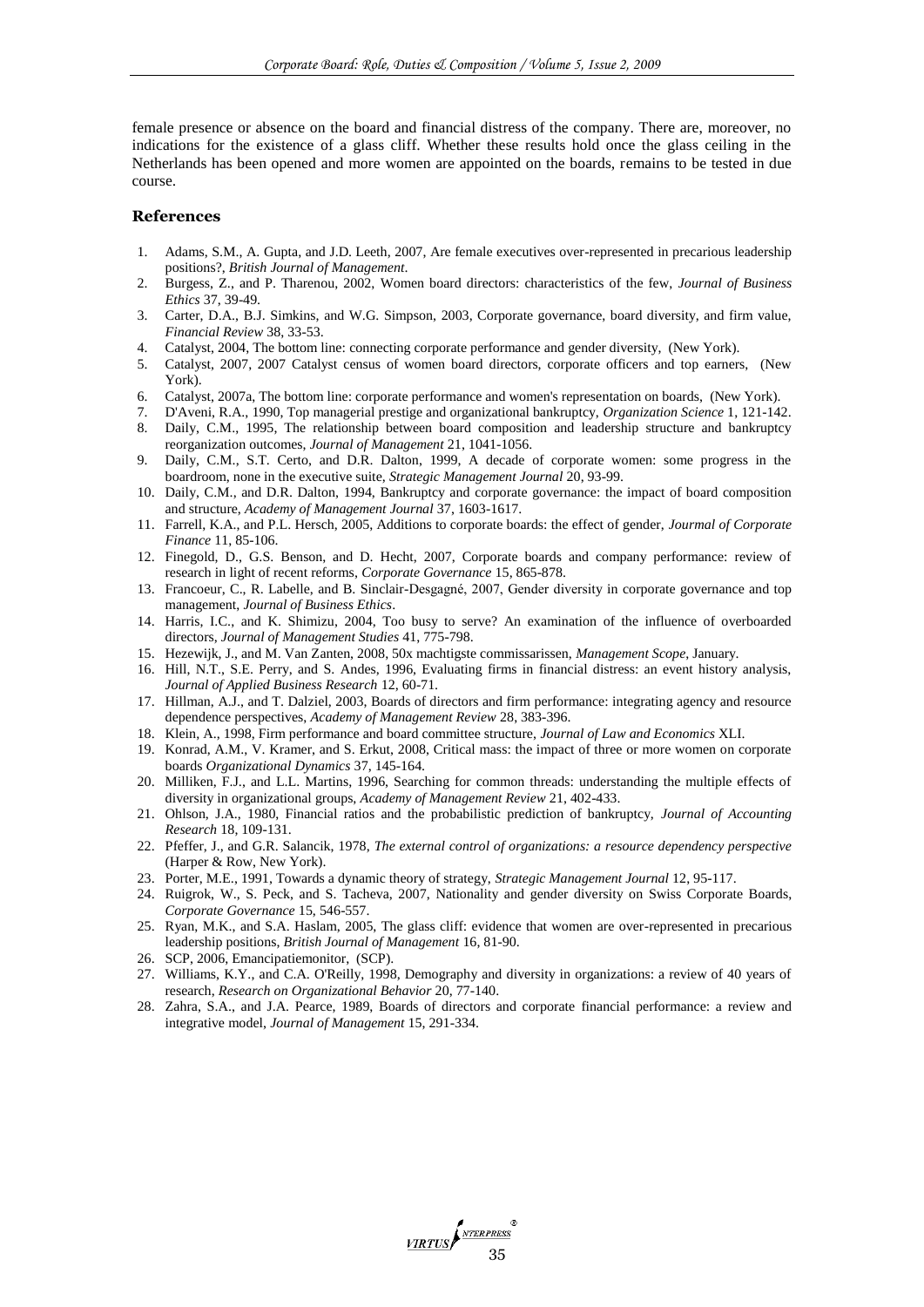female presence or absence on the board and financial distress of the company. There are, moreover, no indications for the existence of a glass cliff. Whether these results hold once the glass ceiling in the Netherlands has been opened and more women are appointed on the boards, remains to be tested in due course.

## References

1. Adams, S.M., A. Gupta, and J.D. Leeth, 2007, Are female executives over-represented in precarious leadership positions?, *British Journal of Management*.
2. Burgess, Z., and P. Tharenou, 2002, Women board directors: characteristics of the few, *Journal of Business Ethics* 37, 39-49.
3. Carter, D.A., B.J. Simkins, and W.G. Simpson, 2003, Corporate governance, board diversity, and firm value, *Financial Review* 38, 33-53.
4. Catalyst, 2004, The bottom line: connecting corporate performance and gender diversity, (New York).
5. Catalyst, 2007, 2007 Catalyst census of women board directors, corporate officers and top earners, (New York).
6. Catalyst, 2007a, The bottom line: corporate performance and women's representation on boards, (New York).
7. D'Aveni, R.A., 1990, Top managerial prestige and organizational bankruptcy, *Organization Science* 1, 121-142.
8. Daily, C.M., 1995, The relationship between board composition and leadership structure and bankruptcy reorganization outcomes, *Journal of Management* 21, 1041-1056.
9. Daily, C.M., S.T. Certo, and D.R. Dalton, 1999, A decade of corporate women: some progress in the boardroom, none in the executive suite, *Strategic Management Journal* 20, 93-99.
10. Daily, C.M., and D.R. Dalton, 1994, Bankruptcy and corporate governance: the impact of board composition and structure, *Academy of Management Journal* 37, 1603-1617.
11. Farrell, K.A., and P.L. Hersch, 2005, Additions to corporate boards: the effect of gender, *Jourmal of Corporate Finance* 11, 85-106.
12. Finegold, D., G.S. Benson, and D. Hecht, 2007, Corporate boards and company performance: review of research in light of recent reforms, *Corporate Governance* 15, 865-878.
13. Francoeur, C., R. Labelle, and B. Sinclair-Desgagné, 2007, Gender diversity in corporate governance and top management, *Journal of Business Ethics*.
14. Harris, I.C., and K. Shimizu, 2004, Too busy to serve? An examination of the influence of overboarded directors, *Journal of Management Studies* 41, 775-798.
15. Hezewijk, J., and M. Van Zanten, 2008, 50x machtigste commissarissen, *Management Scope*, January.
16. Hill, N.T., S.E. Perry, and S. Andes, 1996, Evaluating firms in financial distress: an event history analysis, *Journal of Applied Business Research* 12, 60-71.
17. Hillman, A.J., and T. Dalziel, 2003, Boards of directors and firm performance: integrating agency and resource dependence perspectives, *Academy of Management Review* 28, 383-396.
18. Klein, A., 1998, Firm performance and board committee structure, *Journal of Law and Economics* XLI.
19. Konrad, A.M., V. Kramer, and S. Erkut, 2008, Critical mass: the impact of three or more women on corporate boards *Organizational Dynamics* 37, 145-164.
20. Milliken, F.J., and L.L. Martins, 1996, Searching for common threads: understanding the multiple effects of diversity in organizational groups, *Academy of Management Review* 21, 402-433.
21. Ohlson, J.A., 1980, Financial ratios and the probabilistic prediction of bankruptcy, *Journal of Accounting Research* 18, 109-131.
22. Pfeffer, J., and G.R. Salancik, 1978, *The external control of organizations: a resource dependency perspective* (Harper & Row, New York).
23. Porter, M.E., 1991, Towards a dynamic theory of strategy, *Strategic Management Journal* 12, 95-117.
24. Ruigrok, W., S. Peck, and S. Tacheva, 2007, Nationality and gender diversity on Swiss Corporate Boards, *Corporate Governance* 15, 546-557.
25. Ryan, M.K., and S.A. Haslam, 2005, The glass cliff: evidence that women are over-represented in precarious leadership positions, *British Journal of Management* 16, 81-90.
26. SCP, 2006, Emancipatiemonitor, (SCP).
27. Williams, K.Y., and C.A. O'Reilly, 1998, Demography and diversity in organizations: a review of 40 years of research, *Research on Organizational Behavior* 20, 77-140.
28. Zahra, S.A., and J.A. Pearce, 1989, Boards of directors and corporate financial performance: a review and integrative model, *Journal of Management* 15, 291-334.